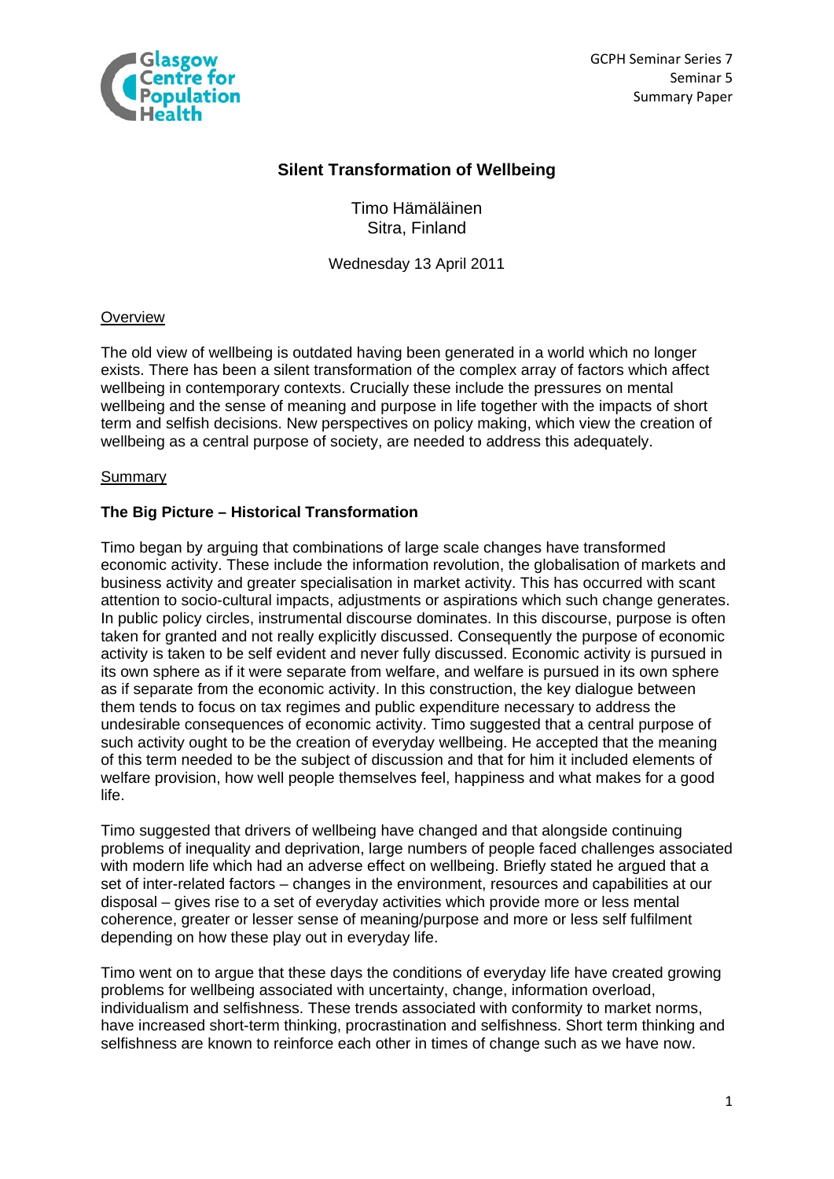GCPH Seminar Series 7
Seminar 5
Summary Paper

# Silent Transformation of Wellbeing

Timo Hämäläinen
Sitra, Finland

Wednesday 13 April 2011

## Overview

The old view of wellbeing is outdated having been generated in a world which no longer exists. There has been a silent transformation of the complex array of factors which affect wellbeing in contemporary contexts. Crucially these include the pressures on mental wellbeing and the sense of meaning and purpose in life together with the impacts of short term and selfish decisions. New perspectives on policy making, which view the creation of wellbeing as a central purpose of society, are needed to address this adequately.

## Summary

### The Big Picture – Historical Transformation

Timo began by arguing that combinations of large scale changes have transformed economic activity. These include the information revolution, the globalisation of markets and business activity and greater specialisation in market activity. This has occurred with scant attention to socio-cultural impacts, adjustments or aspirations which such change generates. In public policy circles, instrumental discourse dominates. In this discourse, purpose is often taken for granted and not really explicitly discussed. Consequently the purpose of economic activity is taken to be self evident and never fully discussed. Economic activity is pursued in its own sphere as if it were separate from welfare, and welfare is pursued in its own sphere as if separate from the economic activity. In this construction, the key dialogue between them tends to focus on tax regimes and public expenditure necessary to address the undesirable consequences of economic activity. Timo suggested that a central purpose of such activity ought to be the creation of everyday wellbeing. He accepted that the meaning of this term needed to be the subject of discussion and that for him it included elements of welfare provision, how well people themselves feel, happiness and what makes for a good life.

Timo suggested that drivers of wellbeing have changed and that alongside continuing problems of inequality and deprivation, large numbers of people faced challenges associated with modern life which had an adverse effect on wellbeing. Briefly stated he argued that a set of inter-related factors – changes in the environment, resources and capabilities at our disposal – gives rise to a set of everyday activities which provide more or less mental coherence, greater or lesser sense of meaning/purpose and more or less self fulfilment depending on how these play out in everyday life.

Timo went on to argue that these days the conditions of everyday life have created growing problems for wellbeing associated with uncertainty, change, information overload, individualism and selfishness. These trends associated with conformity to market norms, have increased short-term thinking, procrastination and selfishness. Short term thinking and selfishness are known to reinforce each other in times of change such as we have now.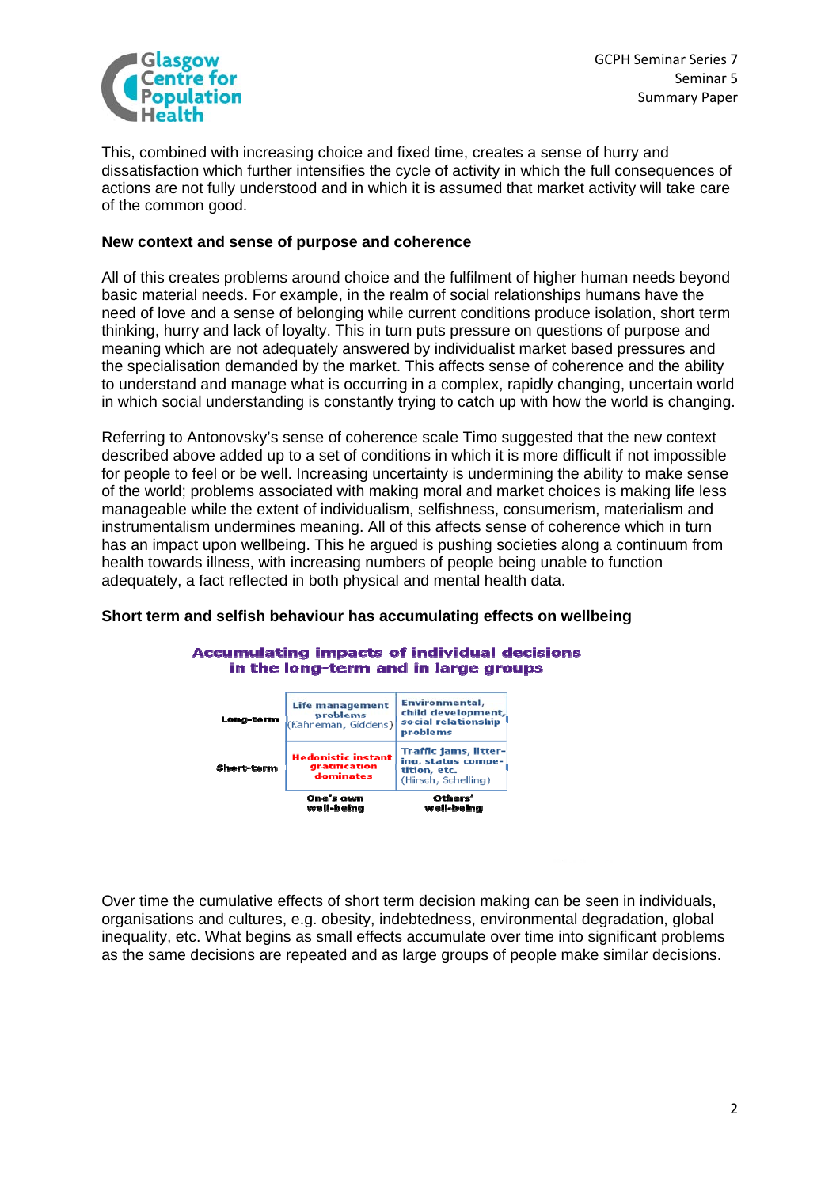This, combined with increasing choice and fixed time, creates a sense of hurry and dissatisfaction which further intensifies the cycle of activity in which the full consequences of actions are not fully understood and in which it is assumed that market activity will take care of the common good.

**New context and sense of purpose and coherence**

All of this creates problems around choice and the fulfilment of higher human needs beyond basic material needs. For example, in the realm of social relationships humans have the need of love and a sense of belonging while current conditions produce isolation, short term thinking, hurry and lack of loyalty. This in turn puts pressure on questions of purpose and meaning which are not adequately answered by individualist market based pressures and the specialisation demanded by the market. This affects sense of coherence and the ability to understand and manage what is occurring in a complex, rapidly changing, uncertain world in which social understanding is constantly trying to catch up with how the world is changing.

Referring to Antonovsky's sense of coherence scale Timo suggested that the new context described above added up to a set of conditions in which it is more difficult if not impossible for people to feel or be well. Increasing uncertainty is undermining the ability to make sense of the world; problems associated with making moral and market choices is making life less manageable while the extent of individualism, selfishness, consumerism, materialism and instrumentalism undermines meaning. All of this affects sense of coherence which in turn has an impact upon wellbeing. This he argued is pushing societies along a continuum from health towards illness, with increasing numbers of people being unable to function adequately, a fact reflected in both physical and mental health data.

**Short term and selfish behaviour has accumulating effects on wellbeing**

**Accumulating impacts of individual decisions in the long-term and in large groups**

| | One's own well-being | Others' well-being |
|---|---|---|
| **Long-term** | Life management problems (Kahneman, Giddens) | Environmental, child development, social relationship problems |
| **Short-term** | Hedonistic instant gratification dominates | Traffic jams, littering, status competition, etc. (Hirsch, Schelling) |

Over time the cumulative effects of short term decision making can be seen in individuals, organisations and cultures, e.g. obesity, indebtedness, environmental degradation, global inequality, etc. What begins as small effects accumulate over time into significant problems as the same decisions are repeated and as large groups of people make similar decisions.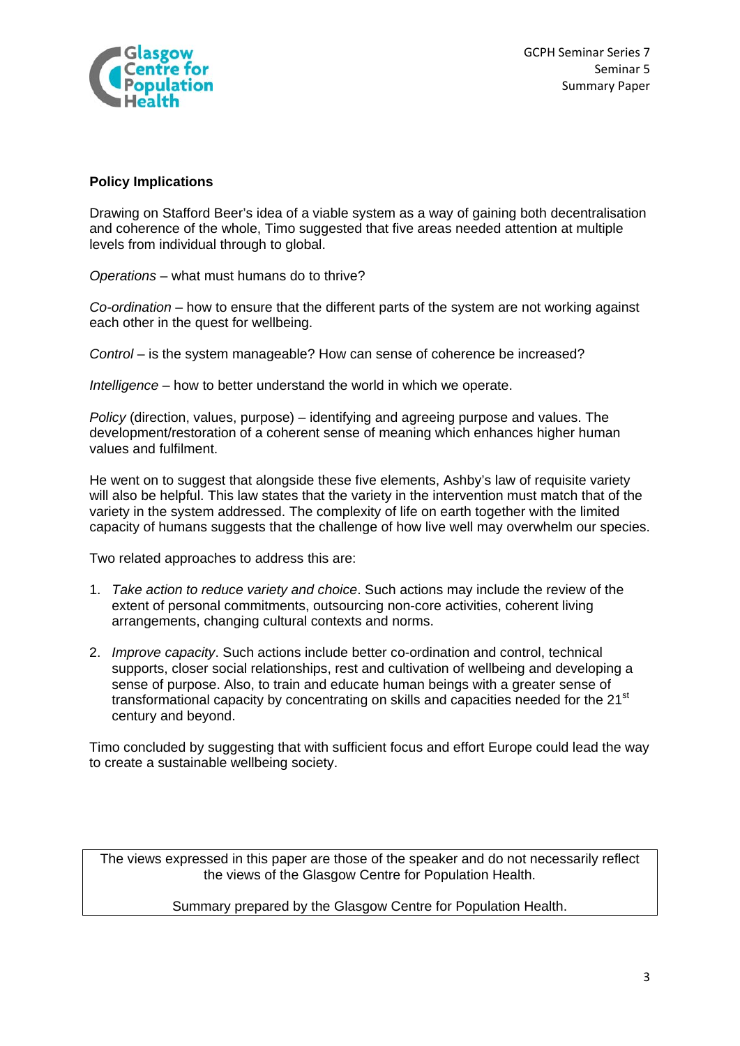## Policy Implications

Drawing on Stafford Beer's idea of a viable system as a way of gaining both decentralisation and coherence of the whole, Timo suggested that five areas needed attention at multiple levels from individual through to global.

*Operations* – what must humans do to thrive?

*Co-ordination* – how to ensure that the different parts of the system are not working against each other in the quest for wellbeing.

*Control* – is the system manageable? How can sense of coherence be increased?

*Intelligence* – how to better understand the world in which we operate.

*Policy* (direction, values, purpose) – identifying and agreeing purpose and values. The development/restoration of a coherent sense of meaning which enhances higher human values and fulfilment.

He went on to suggest that alongside these five elements, Ashby's law of requisite variety will also be helpful. This law states that the variety in the intervention must match that of the variety in the system addressed. The complexity of life on earth together with the limited capacity of humans suggests that the challenge of how live well may overwhelm our species.

Two related approaches to address this are:

1. *Take action to reduce variety and choice*. Such actions may include the review of the extent of personal commitments, outsourcing non-core activities, coherent living arrangements, changing cultural contexts and norms.

2. *Improve capacity*. Such actions include better co-ordination and control, technical supports, closer social relationships, rest and cultivation of wellbeing and developing a sense of purpose. Also, to train and educate human beings with a greater sense of transformational capacity by concentrating on skills and capacities needed for the 21st century and beyond.

Timo concluded by suggesting that with sufficient focus and effort Europe could lead the way to create a sustainable wellbeing society.

The views expressed in this paper are those of the speaker and do not necessarily reflect the views of the Glasgow Centre for Population Health.

Summary prepared by the Glasgow Centre for Population Health.